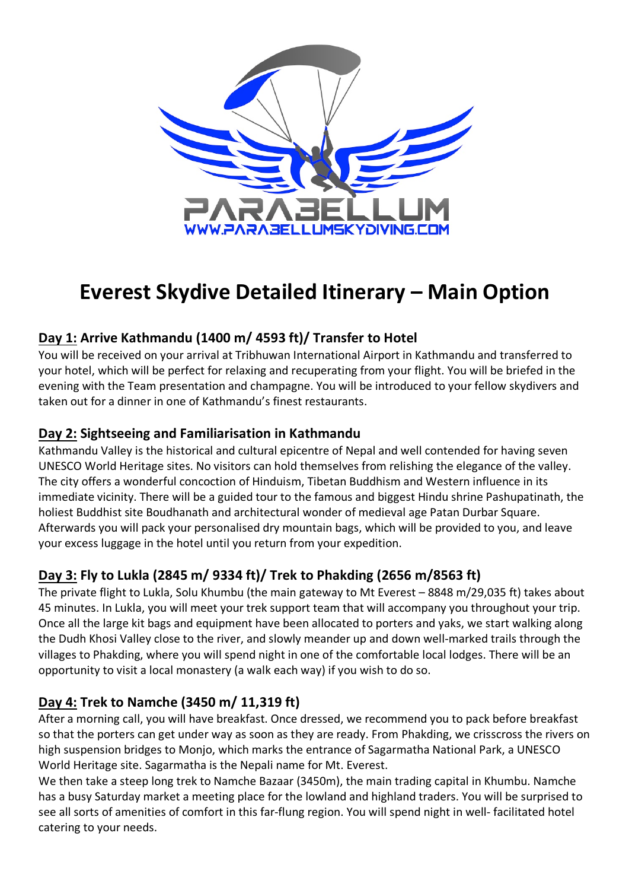# Everest Skydive Detailed Itinerary – Main Option

## Day 1: Arrive Kathmandu (1400 m/ 4593 ft)/ Transfer to Hotel

You will be received on your arrival at Tribhuwan International Airport in Kathmandu and transferred to your hotel, which will be perfect for relaxing and recuperating from your flight. You will be briefed in the evening with the Team presentation and champagne. You will be introduced to your fellow skydivers and taken out for a dinner in one of Kathmandu's finest restaurants.

## Day 2: Sightseeing and Familiarisation in Kathmandu

Kathmandu Valley is the historical and cultural epicentre of Nepal and well contended for having seven UNESCO World Heritage sites. No visitors can hold themselves from relishing the elegance of the valley. The city offers a wonderful concoction of Hinduism, Tibetan Buddhism and Western influence in its immediate vicinity. There will be a guided tour to the famous and biggest Hindu shrine Pashupatinath, the holiest Buddhist site Boudhanath and architectural wonder of medieval age Patan Durbar Square. Afterwards you will pack your personalised dry mountain bags, which will be provided to you, and leave your excess luggage in the hotel until you return from your expedition.

## Day 3: Fly to Lukla (2845 m/ 9334 ft)/ Trek to Phakding (2656 m/8563 ft)

The private flight to Lukla, Solu Khumbu (the main gateway to Mt Everest – 8848 m/29,035 ft) takes about 45 minutes. In Lukla, you will meet your trek support team that will accompany you throughout your trip. Once all the large kit bags and equipment have been allocated to porters and yaks, we start walking along the Dudh Khosi Valley close to the river, and slowly meander up and down well-marked trails through the villages to Phakding, where you will spend night in one of the comfortable local lodges. There will be an opportunity to visit a local monastery (a walk each way) if you wish to do so.

## Day 4: Trek to Namche (3450 m/ 11,319 ft)

After a morning call, you will have breakfast. Once dressed, we recommend you to pack before breakfast so that the porters can get under way as soon as they are ready. From Phakding, we crisscross the rivers on high suspension bridges to Monjo, which marks the entrance of Sagarmatha National Park, a UNESCO World Heritage site. Sagarmatha is the Nepali name for Mt. Everest.

We then take a steep long trek to Namche Bazaar (3450m), the main trading capital in Khumbu. Namche has a busy Saturday market a meeting place for the lowland and highland traders. You will be surprised to see all sorts of amenities of comfort in this far-flung region. You will spend night in well- facilitated hotel catering to your needs.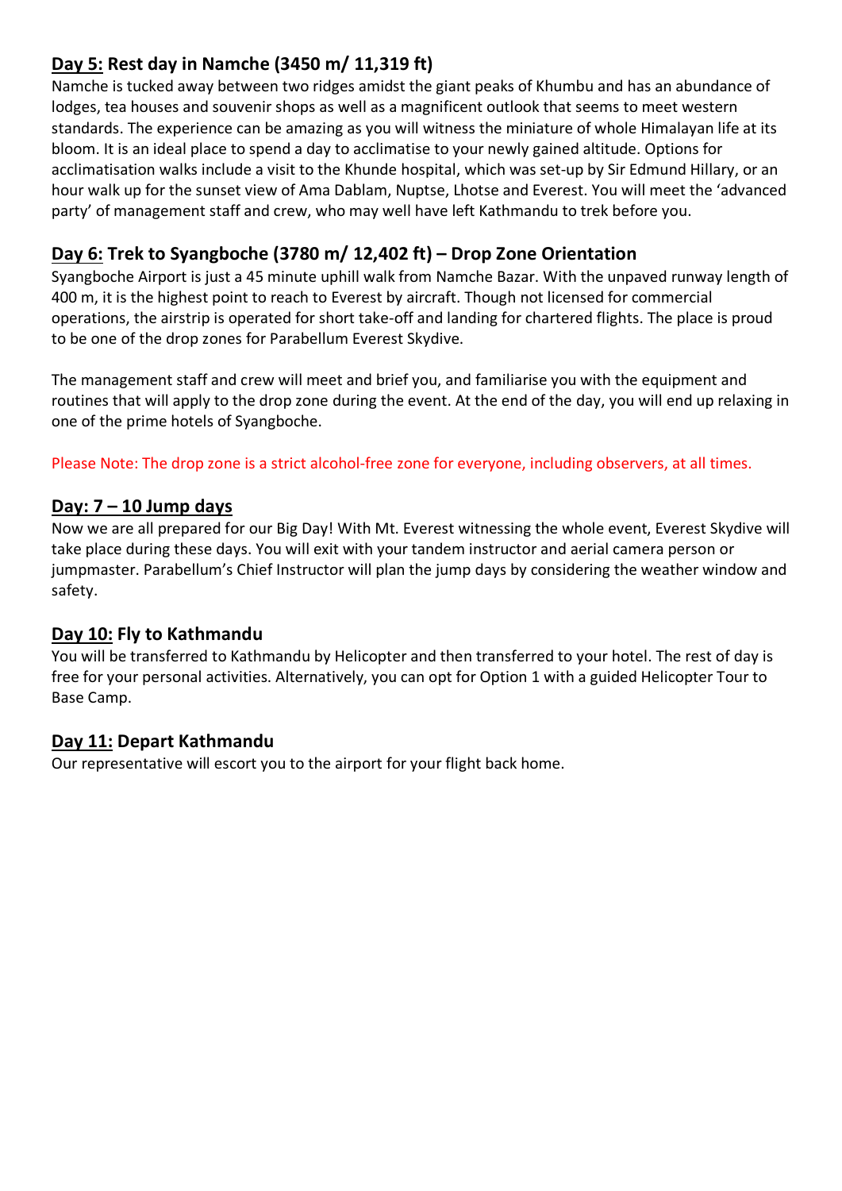## <u>Day 5:</u> Rest day in Namche (3450 m/ 11,319 ft)

Namche is tucked away between two ridges amidst the giant peaks of Khumbu and has an abundance of lodges, tea houses and souvenir shops as well as a magnificent outlook that seems to meet western standards. The experience can be amazing as you will witness the miniature of whole Himalayan life at its bloom. It is an ideal place to spend a day to acclimatise to your newly gained altitude. Options for acclimatisation walks include a visit to the Khunde hospital, which was set-up by Sir Edmund Hillary, or an hour walk up for the sunset view of Ama Dablam, Nuptse, Lhotse and Everest. You will meet the 'advanced party' of management staff and crew, who may well have left Kathmandu to trek before you.

## <u>Day 6:</u> Trek to Syangboche (3780 m/ 12,402 ft) – Drop Zone Orientation

Syangboche Airport is just a 45 minute uphill walk from Namche Bazar. With the unpaved runway length of 400 m, it is the highest point to reach to Everest by aircraft. Though not licensed for commercial operations, the airstrip is operated for short take-off and landing for chartered flights. The place is proud to be one of the drop zones for Parabellum Everest Skydive.

The management staff and crew will meet and brief you, and familiarise you with the equipment and routines that will apply to the drop zone during the event. At the end of the day, you will end up relaxing in one of the prime hotels of Syangboche.

Please Note: The drop zone is a strict alcohol-free zone for everyone, including observers, at all times.

## <u>Day: 7 – 10 Jump days</u>

Now we are all prepared for our Big Day! With Mt. Everest witnessing the whole event, Everest Skydive will take place during these days. You will exit with your tandem instructor and aerial camera person or jumpmaster. Parabellum's Chief Instructor will plan the jump days by considering the weather window and safety.

## <u>Day 10:</u> Fly to Kathmandu

You will be transferred to Kathmandu by Helicopter and then transferred to your hotel. The rest of day is free for your personal activities. Alternatively, you can opt for Option 1 with a guided Helicopter Tour to Base Camp.

## <u>Day 11:</u> Depart Kathmandu

Our representative will escort you to the airport for your flight back home.